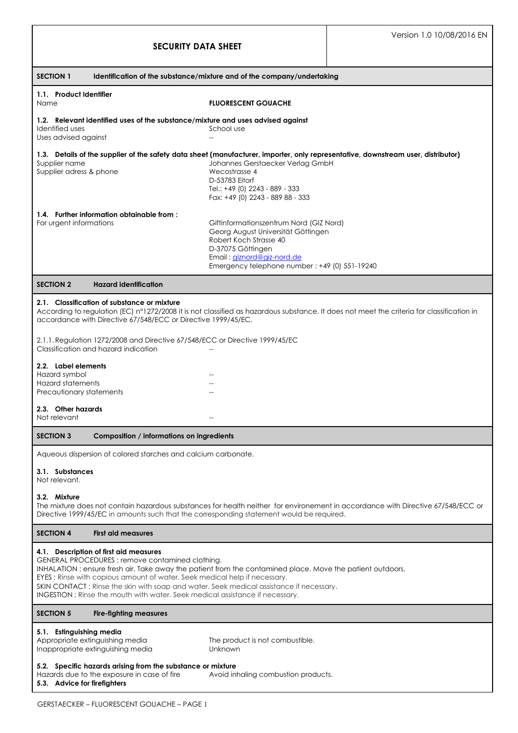Version 1.0 10/08/2016 EN

# SECURITY DATA SHEET

## SECTION 1 Identification of the substance/mixture and of the company/undertaking

### 1.1. Product Identifier

| | |
|---|---|
| Name | **FLUORESCENT GOUACHE** |

### 1.2. Relevant identified uses of the substance/mixture and uses advised against

| | |
|---|---|
| Identified uses | School use |
| Uses advised against | -- |

### 1.3. Details of the supplier of the safety data sheet (manufacturer, importer, only representative, downstream user, distributor)

| | |
|---|---|
| Supplier name | Johannes Gerstaecker Verlag GmbH |
| Supplier adress & phone | Wecostrasse 4<br>D-53783 Eitorf<br>Tel.: +49 (0) 2243 - 889 - 333<br>Fax: +49 (0) 2243 - 889 88 - 333 |

### 1.4. Further information obtainable from :

| | |
|---|---|
| For urgent informations | Giftinformationszentrum Nord (GIZ Nord)<br>Georg August Universität Göttingen<br>Robert Koch Strasse 40<br>D-37075 Göttingen<br>Email : giznord@giz-nord.de<br>Emergency telephone number : +49 (0) 551-19240 |

## SECTION 2 Hazard identification

### 2.1. Classification of substance or mixture

According to regulation (EC) n°1272/2008 it is not classified as hazardous substance. It does not meet the criteria for classification in accordance with Directive 67/548/ECC or Directive 1999/45/EC.

2.1.1. Regulation 1272/2008 and Directive 67/548/ECC or Directive 1999/45/EC

| | |
|---|---|
| Classification and hazard indication | -- |

### 2.2. Label elements

| | |
|---|---|
| Hazard symbol | -- |
| Hazard statements | -- |
| Precautionary statements | -- |

### 2.3. Other hazards

| | |
|---|---|
| Not relevant | -- |

## SECTION 3 Composition / informations on ingredients

Aqueous dispersion of colored starches and calcium carbonate.

### 3.1. Substances

Not relevant.

### 3.2. Mixture

The mixture does not contain hazardous substances for health neither for environement in accordance with Directive 67/548/ECC or Directive 1999/45/EC in amounts such that the corresponding statement would be required.

## SECTION 4 First aid measures

### 4.1. Description of first aid measures

GENERAL PROCEDURES : remove contamined clothing.
INHALATION : ensure fresh air. Take away the patient from the contamined place. Move the patient outdoors.
EYES : Rinse with copious amount of water. Seek medical help if necessary.
SKIN CONTACT : Rinse the skin with soap and water. Seek medical assistance if necessary.
INGESTION : Rinse the mouth with water. Seek medical assistance if necessary.

## SECTION 5 Fire-fighting measures

### 5.1. Estinguishing media

| | |
|---|---|
| Appropriate extinguishing media | The product is not combustible. |
| Inappropriate extinguishing media | Unknown |

### 5.2. Specific hazards arising from the substance or mixture

| | |
|---|---|
| Hazards due to the exposure in case of fire | Avoid inhaling combustion products. |

### 5.3. Advice for firefighters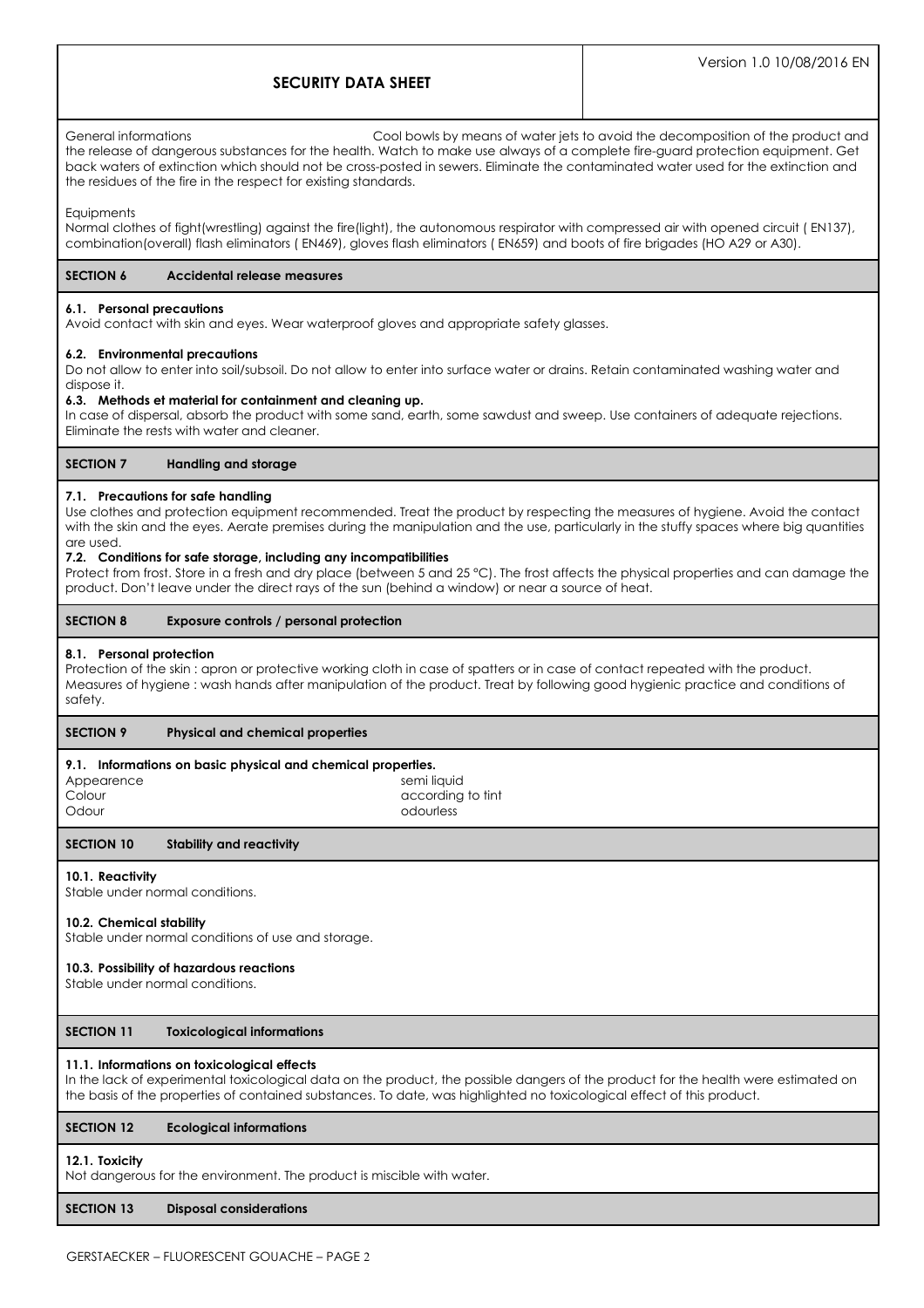General informations Cool bowls by means of water jets to avoid the decomposition of the product and the release of dangerous substances for the health. Watch to make use always of a complete fire-guard protection equipment. Get back waters of extinction which should not be cross-posted in sewers. Eliminate the contaminated water used for the extinction and the residues of the fire in the respect for existing standards.

Equipments

Normal clothes of fight(wrestling) against the fire(light), the autonomous respirator with compressed air with opened circuit ( EN137), combination(overall) flash eliminators ( EN469), gloves flash eliminators ( EN659) and boots of fire brigades (HO A29 or A30).

## SECTION 6 Accidental release measures

### 6.1. Personal precautions

Avoid contact with skin and eyes. Wear waterproof gloves and appropriate safety glasses.

### 6.2. Environmental precautions

Do not allow to enter into soil/subsoil. Do not allow to enter into surface water or drains. Retain contaminated washing water and dispose it.

### 6.3. Methods et material for containment and cleaning up.

In case of dispersal, absorb the product with some sand, earth, some sawdust and sweep. Use containers of adequate rejections. Eliminate the rests with water and cleaner.

## SECTION 7 Handling and storage

### 7.1. Precautions for safe handling

Use clothes and protection equipment recommended. Treat the product by respecting the measures of hygiene. Avoid the contact with the skin and the eyes. Aerate premises during the manipulation and the use, particularly in the stuffy spaces where big quantities are used.

### 7.2. Conditions for safe storage, including any incompatibilities

Protect from frost. Store in a fresh and dry place (between 5 and 25 °C). The frost affects the physical properties and can damage the product. Don't leave under the direct rays of the sun (behind a window) or near a source of heat.

## SECTION 8 Exposure controls / personal protection

### 8.1. Personal protection

Protection of the skin : apron or protective working cloth in case of spatters or in case of contact repeated with the product.
Measures of hygiene : wash hands after manipulation of the product. Treat by following good hygienic practice and conditions of safety.

## SECTION 9 Physical and chemical properties

### 9.1. Informations on basic physical and chemical properties.

| | |
|---|---|
| Appearence | semi liquid |
| Colour | according to tint |
| Odour | odourless |

## SECTION 10 Stability and reactivity

### 10.1. Reactivity

Stable under normal conditions.

### 10.2. Chemical stability

Stable under normal conditions of use and storage.

### 10.3. Possibility of hazardous reactions

Stable under normal conditions.

## SECTION 11 Toxicological informations

### 11.1. Informations on toxicological effects

In the lack of experimental toxicological data on the product, the possible dangers of the product for the health were estimated on the basis of the properties of contained substances. To date, was highlighted no toxicological effect of this product.

## SECTION 12 Ecological informations

### 12.1. Toxicity

Not dangerous for the environment. The product is miscible with water.

## SECTION 13 Disposal considerations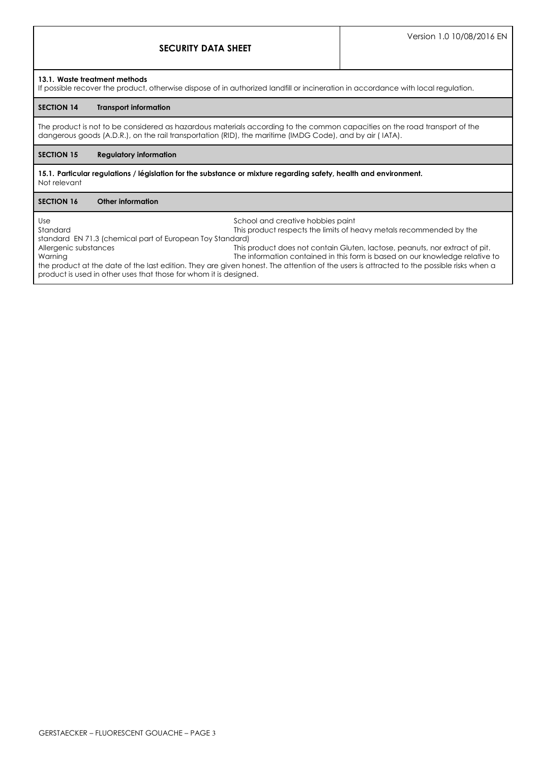**13.1. Waste treatment methods**
If possible recover the product, otherwise dispose of in authorized landfill or incineration in accordance with local regulation.

## SECTION 14 Transport information

The product is not to be considered as hazardous materials according to the common capacities on the road transport of the dangerous goods (A.D.R.), on the rail transportation (RID), the maritime (IMDG Code), and by air ( IATA).

## SECTION 15 Regulatory information

**15.1. Particular regulations / législation for the substance or mixture regarding safety, health and environment.**
Not relevant

## SECTION 16 Other information

Use: School and creative hobbies paint

Standard: This product respects the limits of heavy metals recommended by the standard EN 71.3 (chemical part of European Toy Standard)

Allergenic substances: This product does not contain Gluten, lactose, peanuts, nor extract of pit.

Warning: The information contained in this form is based on our knowledge relative to the product at the date of the last edition. They are given honest. The attention of the users is attracted to the possible risks when a product is used in other uses that those for whom it is designed.